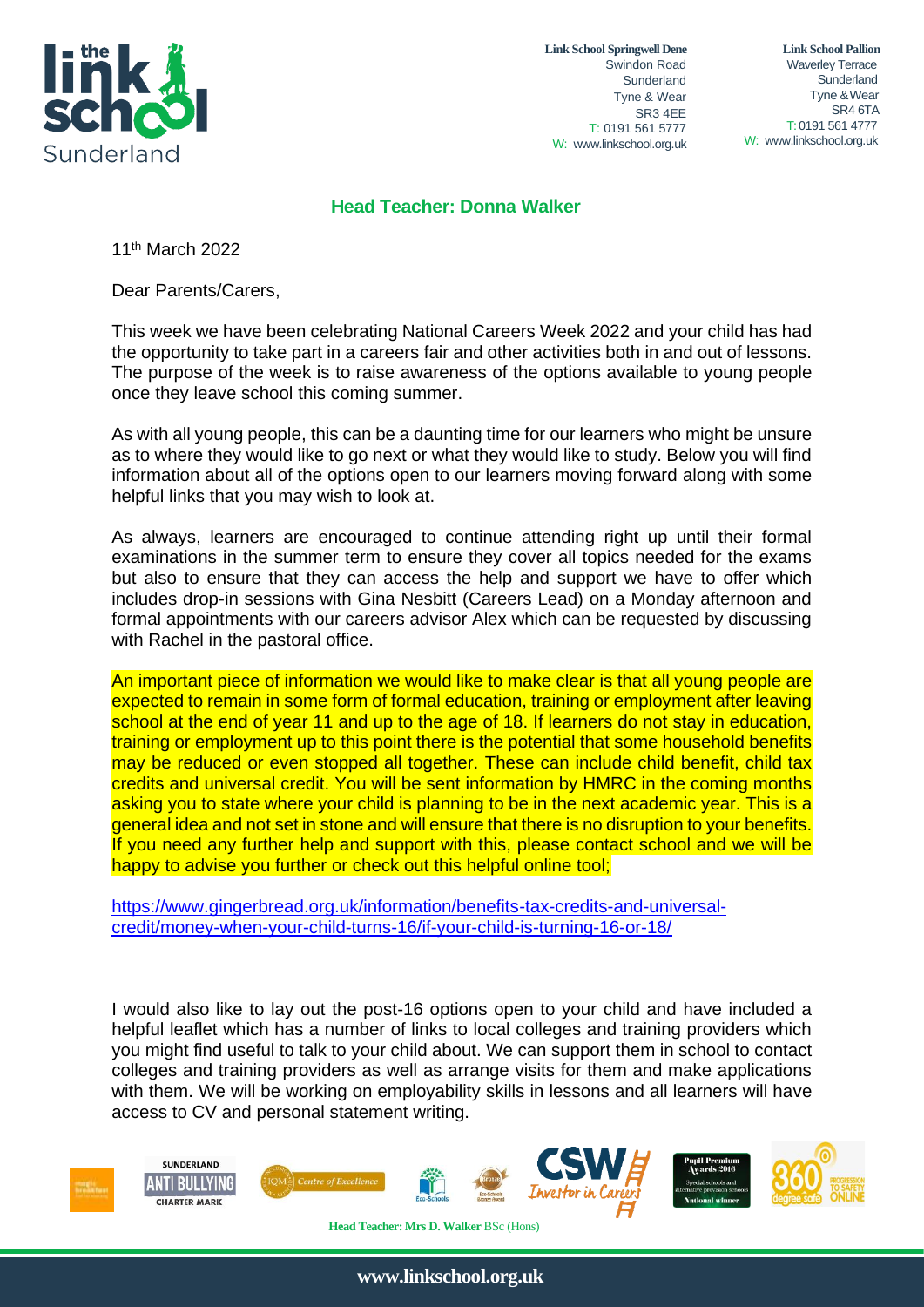**Link School Springwell Dene**
Swindon Road
Sunderland
Tyne & Wear
SR3 4EE
T: 0191 561 5777
W: www.linkschool.org.uk

**Link School Pallion**
Waverley Terrace
Sunderland
Tyne & Wear
SR4 6TA
T: 0191 561 4777
W: www.linkschool.org.uk

## Head Teacher: Donna Walker

11th March 2022

Dear Parents/Carers,

This week we have been celebrating National Careers Week 2022 and your child has had the opportunity to take part in a careers fair and other activities both in and out of lessons. The purpose of the week is to raise awareness of the options available to young people once they leave school this coming summer.

As with all young people, this can be a daunting time for our learners who might be unsure as to where they would like to go next or what they would like to study. Below you will find information about all of the options open to our learners moving forward along with some helpful links that you may wish to look at.

As always, learners are encouraged to continue attending right up until their formal examinations in the summer term to ensure they cover all topics needed for the exams but also to ensure that they can access the help and support we have to offer which includes drop-in sessions with Gina Nesbitt (Careers Lead) on a Monday afternoon and formal appointments with our careers advisor Alex which can be requested by discussing with Rachel in the pastoral office.

An important piece of information we would like to make clear is that all young people are expected to remain in some form of formal education, training or employment after leaving school at the end of year 11 and up to the age of 18. If learners do not stay in education, training or employment up to this point there is the potential that some household benefits may be reduced or even stopped all together. These can include child benefit, child tax credits and universal credit. You will be sent information by HMRC in the coming months asking you to state where your child is planning to be in the next academic year. This is a general idea and not set in stone and will ensure that there is no disruption to your benefits. If you need any further help and support with this, please contact school and we will be happy to advise you further or check out this helpful online tool;

https://www.gingerbread.org.uk/information/benefits-tax-credits-and-universal-credit/money-when-your-child-turns-16/if-your-child-is-turning-16-or-18/

I would also like to lay out the post-16 options open to your child and have included a helpful leaflet which has a number of links to local colleges and training providers which you might find useful to talk to your child about. We can support them in school to contact colleges and training providers as well as arrange visits for them and make applications with them. We will be working on employability skills in lessons and all learners will have access to CV and personal statement writing.

**Head Teacher: Mrs D. Walker** BSc (Hons)

**www.linkschool.org.uk**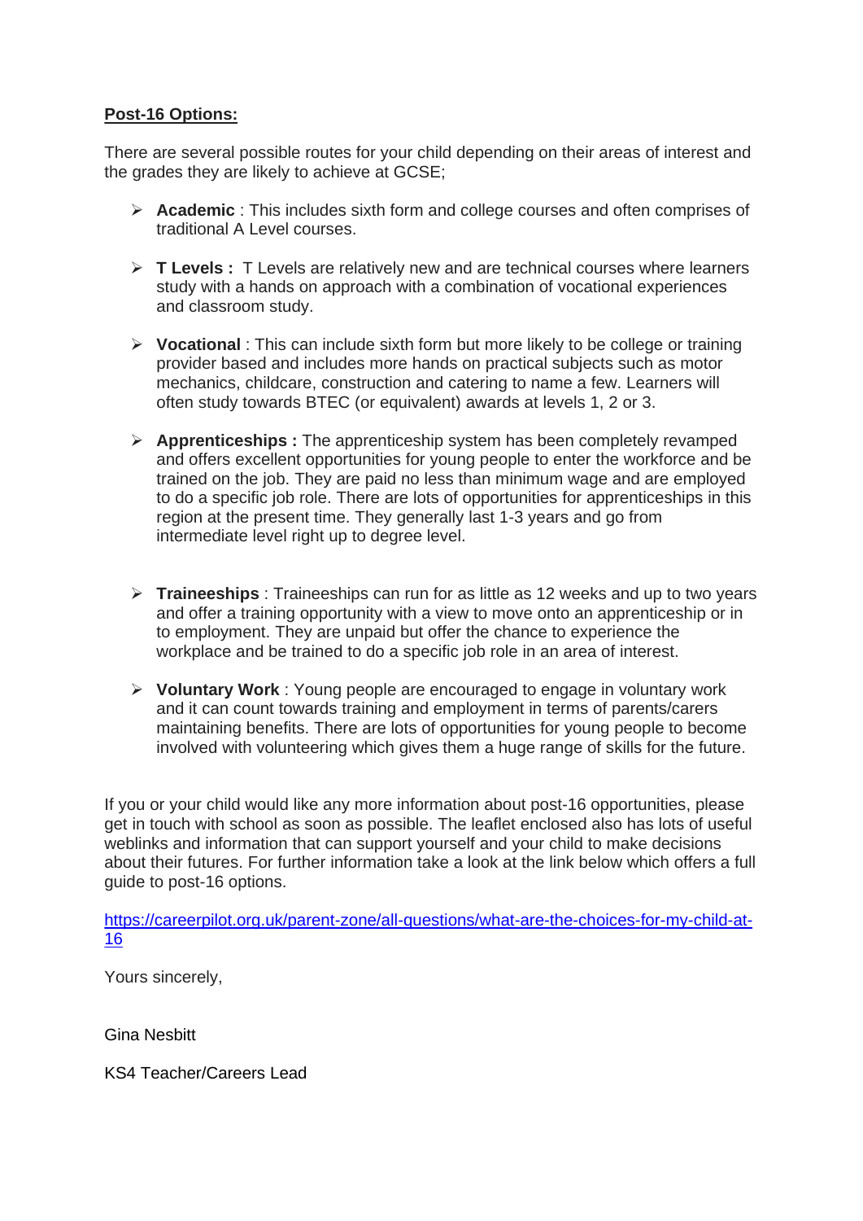**Post-16 Options:**

There are several possible routes for your child depending on their areas of interest and the grades they are likely to achieve at GCSE;

- **Academic** : This includes sixth form and college courses and often comprises of traditional A Level courses.
- **T Levels :** T Levels are relatively new and are technical courses where learners study with a hands on approach with a combination of vocational experiences and classroom study.
- **Vocational** : This can include sixth form but more likely to be college or training provider based and includes more hands on practical subjects such as motor mechanics, childcare, construction and catering to name a few. Learners will often study towards BTEC (or equivalent) awards at levels 1, 2 or 3.
- **Apprenticeships :** The apprenticeship system has been completely revamped and offers excellent opportunities for young people to enter the workforce and be trained on the job. They are paid no less than minimum wage and are employed to do a specific job role. There are lots of opportunities for apprenticeships in this region at the present time. They generally last 1-3 years and go from intermediate level right up to degree level.
- **Traineeships** : Traineeships can run for as little as 12 weeks and up to two years and offer a training opportunity with a view to move onto an apprenticeship or in to employment. They are unpaid but offer the chance to experience the workplace and be trained to do a specific job role in an area of interest.
- **Voluntary Work** : Young people are encouraged to engage in voluntary work and it can count towards training and employment in terms of parents/carers maintaining benefits. There are lots of opportunities for young people to become involved with volunteering which gives them a huge range of skills for the future.

If you or your child would like any more information about post-16 opportunities, please get in touch with school as soon as possible. The leaflet enclosed also has lots of useful weblinks and information that can support yourself and your child to make decisions about their futures. For further information take a look at the link below which offers a full guide to post-16 options.

https://careerpilot.org.uk/parent-zone/all-questions/what-are-the-choices-for-my-child-at-16

Yours sincerely,

Gina Nesbitt

KS4 Teacher/Careers Lead